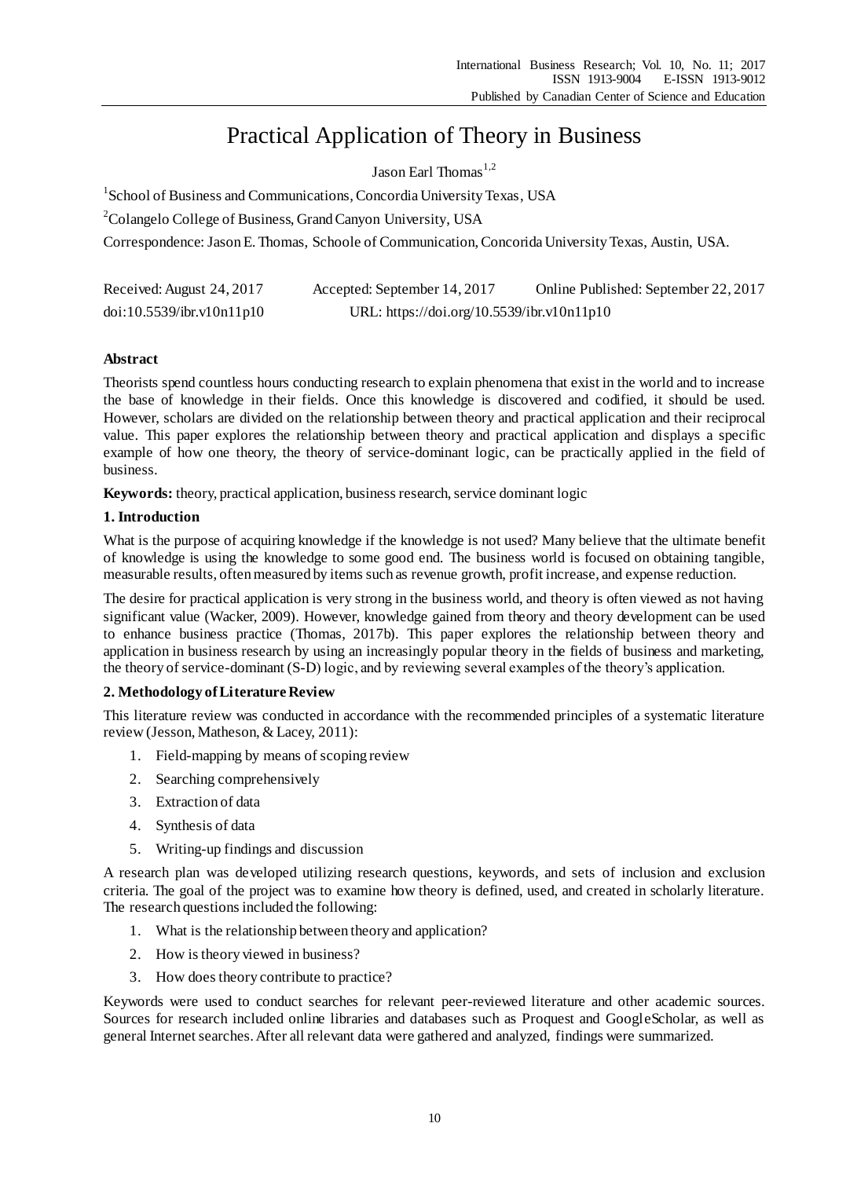# Practical Application of Theory in Business

Jason Earl Thomas[1,2]

[1]School of Business and Communications, Concordia University Texas, USA

[2]Colangelo College of Business, Grand Canyon University, USA

Correspondence: Jason E. Thomas, Schoole of Communication, Concorida University Texas, Austin, USA.

Received: August 24, 2017  Accepted: September 14, 2017  Online Published: September 22, 2017

doi:10.5539/ibr.v10n11p10  URL: https://doi.org/10.5539/ibr.v10n11p10

## Abstract

Theorists spend countless hours conducting research to explain phenomena that exist in the world and to increase the base of knowledge in their fields. Once this knowledge is discovered and codified, it should be used. However, scholars are divided on the relationship between theory and practical application and their reciprocal value. This paper explores the relationship between theory and practical application and displays a specific example of how one theory, the theory of service-dominant logic, can be practically applied in the field of business.

**Keywords:** theory, practical application, business research, service dominant logic

## 1. Introduction

What is the purpose of acquiring knowledge if the knowledge is not used? Many believe that the ultimate benefit of knowledge is using the knowledge to some good end. The business world is focused on obtaining tangible, measurable results, often measured by items such as revenue growth, profit increase, and expense reduction.

The desire for practical application is very strong in the business world, and theory is often viewed as not having significant value (Wacker, 2009). However, knowledge gained from theory and theory development can be used to enhance business practice (Thomas, 2017b). This paper explores the relationship between theory and application in business research by using an increasingly popular theory in the fields of business and marketing, the theory of service-dominant (S-D) logic, and by reviewing several examples of the theory's application.

## 2. Methodology of Literature Review

This literature review was conducted in accordance with the recommended principles of a systematic literature review (Jesson, Matheson, & Lacey, 2011):

1. Field-mapping by means of scoping review
2. Searching comprehensively
3. Extraction of data
4. Synthesis of data
5. Writing-up findings and discussion

A research plan was developed utilizing research questions, keywords, and sets of inclusion and exclusion criteria. The goal of the project was to examine how theory is defined, used, and created in scholarly literature. The research questions included the following:

1. What is the relationship between theory and application?
2. How is theory viewed in business?
3. How does theory contribute to practice?

Keywords were used to conduct searches for relevant peer-reviewed literature and other academic sources. Sources for research included online libraries and databases such as Proquest and GoogleScholar, as well as general Internet searches. After all relevant data were gathered and analyzed, findings were summarized.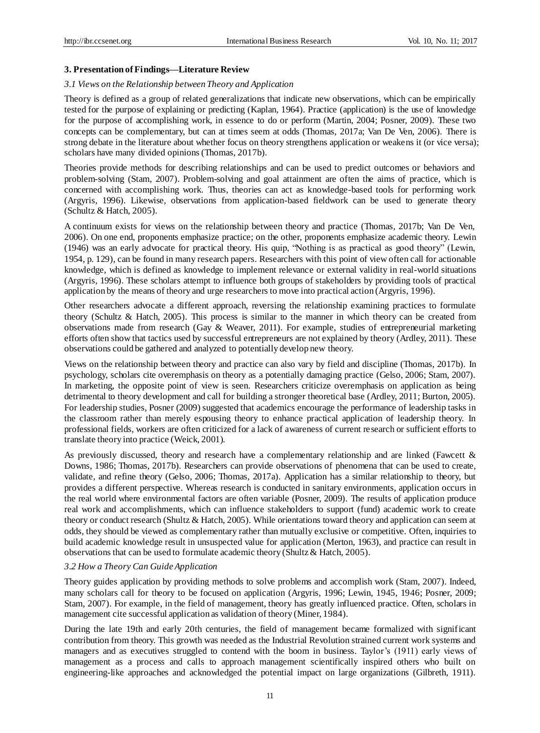### 3. Presentation of Findings—Literature Review

#### *3.1 Views on the Relationship between Theory and Application*

Theory is defined as a group of related generalizations that indicate new observations, which can be empirically tested for the purpose of explaining or predicting (Kaplan, 1964). Practice (application) is the use of knowledge for the purpose of accomplishing work, in essence to do or perform (Martin, 2004; Posner, 2009). These two concepts can be complementary, but can at times seem at odds (Thomas, 2017a; Van De Ven, 2006). There is strong debate in the literature about whether focus on theory strengthens application or weakens it (or vice versa); scholars have many divided opinions (Thomas, 2017b).

Theories provide methods for describing relationships and can be used to predict outcomes or behaviors and problem-solving (Stam, 2007). Problem-solving and goal attainment are often the aims of practice, which is concerned with accomplishing work. Thus, theories can act as knowledge-based tools for performing work (Argyris, 1996). Likewise, observations from application-based fieldwork can be used to generate theory (Schultz & Hatch, 2005).

A continuum exists for views on the relationship between theory and practice (Thomas, 2017b; Van De Ven, 2006). On one end, proponents emphasize practice; on the other, proponents emphasize academic theory. Lewin (1946) was an early advocate for practical theory. His quip, "Nothing is as practical as good theory" (Lewin, 1954, p. 129), can be found in many research papers. Researchers with this point of view often call for actionable knowledge, which is defined as knowledge to implement relevance or external validity in real-world situations (Argyris, 1996). These scholars attempt to influence both groups of stakeholders by providing tools of practical application by the means of theory and urge researchers to move into practical action (Argyris, 1996).

Other researchers advocate a different approach, reversing the relationship examining practices to formulate theory (Schultz & Hatch, 2005). This process is similar to the manner in which theory can be created from observations made from research (Gay & Weaver, 2011). For example, studies of entrepreneurial marketing efforts often show that tactics used by successful entrepreneurs are not explained by theory (Ardley, 2011). These observations could be gathered and analyzed to potentially develop new theory.

Views on the relationship between theory and practice can also vary by field and discipline (Thomas, 2017b). In psychology, scholars cite overemphasis on theory as a potentially damaging practice (Gelso, 2006; Stam, 2007). In marketing, the opposite point of view is seen. Researchers criticize overemphasis on application as being detrimental to theory development and call for building a stronger theoretical base (Ardley, 2011; Burton, 2005). For leadership studies, Posner (2009) suggested that academics encourage the performance of leadership tasks in the classroom rather than merely espousing theory to enhance practical application of leadership theory. In professional fields, workers are often criticized for a lack of awareness of current research or sufficient efforts to translate theory into practice (Weick, 2001).

As previously discussed, theory and research have a complementary relationship and are linked (Fawcett & Downs, 1986; Thomas, 2017b). Researchers can provide observations of phenomena that can be used to create, validate, and refine theory (Gelso, 2006; Thomas, 2017a). Application has a similar relationship to theory, but provides a different perspective. Whereas research is conducted in sanitary environments, application occurs in the real world where environmental factors are often variable (Posner, 2009). The results of application produce real work and accomplishments, which can influence stakeholders to support (fund) academic work to create theory or conduct research (Shultz & Hatch, 2005). While orientations toward theory and application can seem at odds, they should be viewed as complementary rather than mutually exclusive or competitive. Often, inquiries to build academic knowledge result in unsuspected value for application (Merton, 1963), and practice can result in observations that can be used to formulate academic theory (Shultz & Hatch, 2005).

#### *3.2 How a Theory Can Guide Application*

Theory guides application by providing methods to solve problems and accomplish work (Stam, 2007). Indeed, many scholars call for theory to be focused on application (Argyris, 1996; Lewin, 1945, 1946; Posner, 2009; Stam, 2007). For example, in the field of management, theory has greatly influenced practice. Often, scholars in management cite successful application as validation of theory (Miner, 1984).

During the late 19th and early 20th centuries, the field of management became formalized with significant contribution from theory. This growth was needed as the Industrial Revolution strained current work systems and managers and as executives struggled to contend with the boom in business. Taylor's (1911) early views of management as a process and calls to approach management scientifically inspired others who built on engineering-like approaches and acknowledged the potential impact on large organizations (Gilbreth, 1911).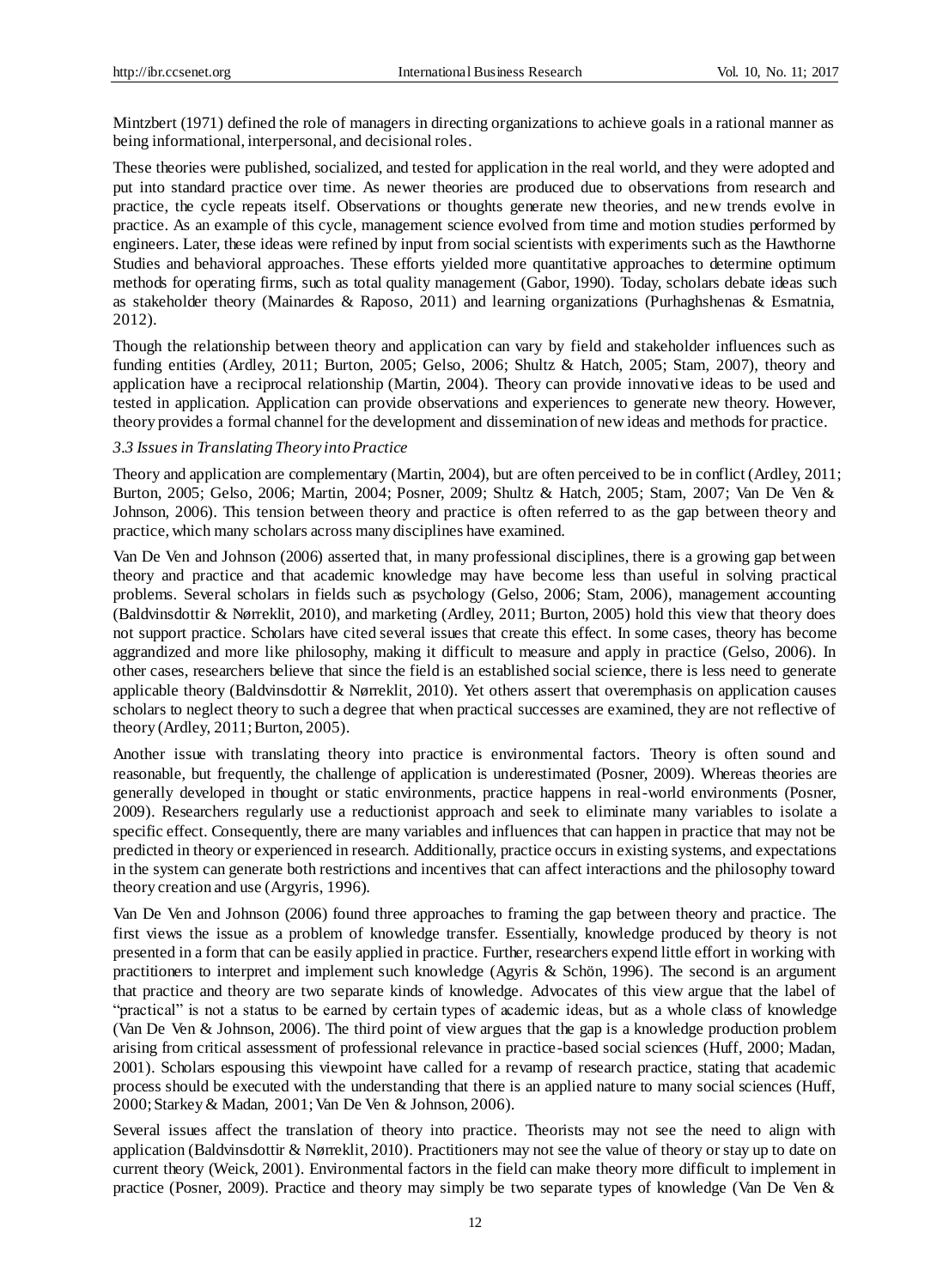Mintzbert (1971) defined the role of managers in directing organizations to achieve goals in a rational manner as being informational, interpersonal, and decisional roles.

These theories were published, socialized, and tested for application in the real world, and they were adopted and put into standard practice over time. As newer theories are produced due to observations from research and practice, the cycle repeats itself. Observations or thoughts generate new theories, and new trends evolve in practice. As an example of this cycle, management science evolved from time and motion studies performed by engineers. Later, these ideas were refined by input from social scientists with experiments such as the Hawthorne Studies and behavioral approaches. These efforts yielded more quantitative approaches to determine optimum methods for operating firms, such as total quality management (Gabor, 1990). Today, scholars debate ideas such as stakeholder theory (Mainardes & Raposo, 2011) and learning organizations (Purhaghshenas & Esmatnia, 2012).

Though the relationship between theory and application can vary by field and stakeholder influences such as funding entities (Ardley, 2011; Burton, 2005; Gelso, 2006; Shultz & Hatch, 2005; Stam, 2007), theory and application have a reciprocal relationship (Martin, 2004). Theory can provide innovative ideas to be used and tested in application. Application can provide observations and experiences to generate new theory. However, theory provides a formal channel for the development and dissemination of new ideas and methods for practice.

### *3.3 Issues in Translating Theory into Practice*

Theory and application are complementary (Martin, 2004), but are often perceived to be in conflict (Ardley, 2011; Burton, 2005; Gelso, 2006; Martin, 2004; Posner, 2009; Shultz & Hatch, 2005; Stam, 2007; Van De Ven & Johnson, 2006). This tension between theory and practice is often referred to as the gap between theory and practice, which many scholars across many disciplines have examined.

Van De Ven and Johnson (2006) asserted that, in many professional disciplines, there is a growing gap between theory and practice and that academic knowledge may have become less than useful in solving practical problems. Several scholars in fields such as psychology (Gelso, 2006; Stam, 2006), management accounting (Baldvinsdottir & Nørreklit, 2010), and marketing (Ardley, 2011; Burton, 2005) hold this view that theory does not support practice. Scholars have cited several issues that create this effect. In some cases, theory has become aggrandized and more like philosophy, making it difficult to measure and apply in practice (Gelso, 2006). In other cases, researchers believe that since the field is an established social science, there is less need to generate applicable theory (Baldvinsdottir & Nørreklit, 2010). Yet others assert that overemphasis on application causes scholars to neglect theory to such a degree that when practical successes are examined, they are not reflective of theory (Ardley, 2011; Burton, 2005).

Another issue with translating theory into practice is environmental factors. Theory is often sound and reasonable, but frequently, the challenge of application is underestimated (Posner, 2009). Whereas theories are generally developed in thought or static environments, practice happens in real-world environments (Posner, 2009). Researchers regularly use a reductionist approach and seek to eliminate many variables to isolate a specific effect. Consequently, there are many variables and influences that can happen in practice that may not be predicted in theory or experienced in research. Additionally, practice occurs in existing systems, and expectations in the system can generate both restrictions and incentives that can affect interactions and the philosophy toward theory creation and use (Argyris, 1996).

Van De Ven and Johnson (2006) found three approaches to framing the gap between theory and practice. The first views the issue as a problem of knowledge transfer. Essentially, knowledge produced by theory is not presented in a form that can be easily applied in practice. Further, researchers expend little effort in working with practitioners to interpret and implement such knowledge (Agyris & Schön, 1996). The second is an argument that practice and theory are two separate kinds of knowledge. Advocates of this view argue that the label of "practical" is not a status to be earned by certain types of academic ideas, but as a whole class of knowledge (Van De Ven & Johnson, 2006). The third point of view argues that the gap is a knowledge production problem arising from critical assessment of professional relevance in practice-based social sciences (Huff, 2000; Madan, 2001). Scholars espousing this viewpoint have called for a revamp of research practice, stating that academic process should be executed with the understanding that there is an applied nature to many social sciences (Huff, 2000; Starkey & Madan, 2001; Van De Ven & Johnson, 2006).

Several issues affect the translation of theory into practice. Theorists may not see the need to align with application (Baldvinsdottir & Nørreklit, 2010). Practitioners may not see the value of theory or stay up to date on current theory (Weick, 2001). Environmental factors in the field can make theory more difficult to implement in practice (Posner, 2009). Practice and theory may simply be two separate types of knowledge (Van De Ven &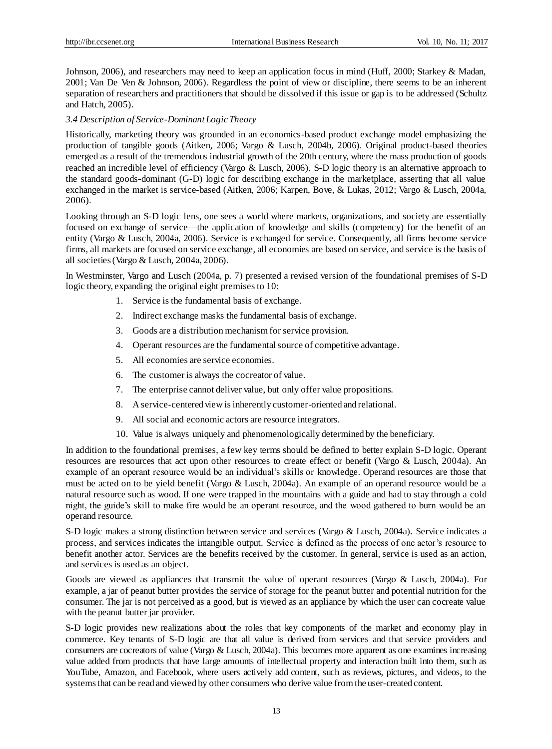Johnson, 2006), and researchers may need to keep an application focus in mind (Huff, 2000; Starkey & Madan, 2001; Van De Ven & Johnson, 2006). Regardless the point of view or discipline, there seems to be an inherent separation of researchers and practitioners that should be dissolved if this issue or gap is to be addressed (Schultz and Hatch, 2005).

### *3.4 Description of Service-Dominant Logic Theory*

Historically, marketing theory was grounded in an economics-based product exchange model emphasizing the production of tangible goods (Aitken, 2006; Vargo & Lusch, 2004b, 2006). Original product-based theories emerged as a result of the tremendous industrial growth of the 20th century, where the mass production of goods reached an incredible level of efficiency (Vargo & Lusch, 2006). S-D logic theory is an alternative approach to the standard goods-dominant (G-D) logic for describing exchange in the marketplace, asserting that all value exchanged in the market is service-based (Aitken, 2006; Karpen, Bove, & Lukas, 2012; Vargo & Lusch, 2004a, 2006).

Looking through an S-D logic lens, one sees a world where markets, organizations, and society are essentially focused on exchange of service—the application of knowledge and skills (competency) for the benefit of an entity (Vargo & Lusch, 2004a, 2006). Service is exchanged for service. Consequently, all firms become service firms, all markets are focused on service exchange, all economies are based on service, and service is the basis of all societies (Vargo & Lusch, 2004a, 2006).

In Westminster, Vargo and Lusch (2004a, p. 7) presented a revised version of the foundational premises of S-D logic theory, expanding the original eight premises to 10:

1. Service is the fundamental basis of exchange.
2. Indirect exchange masks the fundamental basis of exchange.
3. Goods are a distribution mechanism for service provision.
4. Operant resources are the fundamental source of competitive advantage.
5. All economies are service economies.
6. The customer is always the cocreator of value.
7. The enterprise cannot deliver value, but only offer value propositions.
8. A service-centered view is inherently customer-oriented and relational.
9. All social and economic actors are resource integrators.
10. Value is always uniquely and phenomenologically determined by the beneficiary.

In addition to the foundational premises, a few key terms should be defined to better explain S-D logic. Operant resources are resources that act upon other resources to create effect or benefit (Vargo & Lusch, 2004a). An example of an operant resource would be an individual's skills or knowledge. Operand resources are those that must be acted on to be yield benefit (Vargo & Lusch, 2004a). An example of an operand resource would be a natural resource such as wood. If one were trapped in the mountains with a guide and had to stay through a cold night, the guide's skill to make fire would be an operant resource, and the wood gathered to burn would be an operand resource.

S-D logic makes a strong distinction between service and services (Vargo & Lusch, 2004a). Service indicates a process, and services indicates the intangible output. Service is defined as the process of one actor's resource to benefit another actor. Services are the benefits received by the customer. In general, service is used as an action, and services is used as an object.

Goods are viewed as appliances that transmit the value of operant resources (Vargo & Lusch, 2004a). For example, a jar of peanut butter provides the service of storage for the peanut butter and potential nutrition for the consumer. The jar is not perceived as a good, but is viewed as an appliance by which the user can cocreate value with the peanut butter jar provider.

S-D logic provides new realizations about the roles that key components of the market and economy play in commerce. Key tenants of S-D logic are that all value is derived from services and that service providers and consumers are cocreators of value (Vargo & Lusch, 2004a). This becomes more apparent as one examines increasing value added from products that have large amounts of intellectual property and interaction built into them, such as YouTube, Amazon, and Facebook, where users actively add content, such as reviews, pictures, and videos, to the systems that can be read and viewed by other consumers who derive value from the user-created content.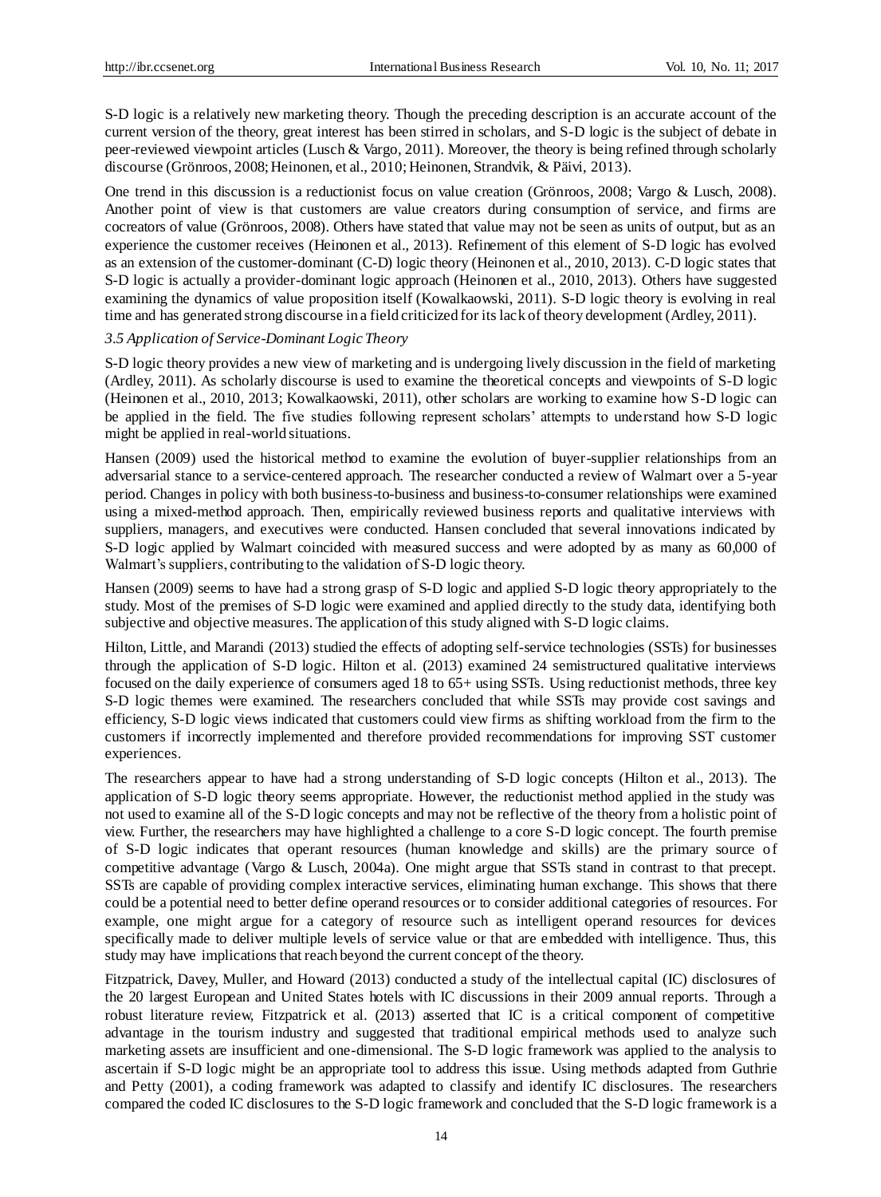S-D logic is a relatively new marketing theory. Though the preceding description is an accurate account of the current version of the theory, great interest has been stirred in scholars, and S-D logic is the subject of debate in peer-reviewed viewpoint articles (Lusch & Vargo, 2011). Moreover, the theory is being refined through scholarly discourse (Grönroos, 2008; Heinonen, et al., 2010; Heinonen, Strandvik, & Päivi, 2013).

One trend in this discussion is a reductionist focus on value creation (Grönroos, 2008; Vargo & Lusch, 2008). Another point of view is that customers are value creators during consumption of service, and firms are cocreators of value (Grönroos, 2008). Others have stated that value may not be seen as units of output, but as an experience the customer receives (Heinonen et al., 2013). Refinement of this element of S-D logic has evolved as an extension of the customer-dominant (C-D) logic theory (Heinonen et al., 2010, 2013). C-D logic states that S-D logic is actually a provider-dominant logic approach (Heinonen et al., 2010, 2013). Others have suggested examining the dynamics of value proposition itself (Kowalkaowski, 2011). S-D logic theory is evolving in real time and has generated strong discourse in a field criticized for its lack of theory development (Ardley, 2011).

### *3.5 Application of Service-Dominant Logic Theory*

S-D logic theory provides a new view of marketing and is undergoing lively discussion in the field of marketing (Ardley, 2011). As scholarly discourse is used to examine the theoretical concepts and viewpoints of S-D logic (Heinonen et al., 2010, 2013; Kowalkaowski, 2011), other scholars are working to examine how S-D logic can be applied in the field. The five studies following represent scholars' attempts to understand how S-D logic might be applied in real-world situations.

Hansen (2009) used the historical method to examine the evolution of buyer-supplier relationships from an adversarial stance to a service-centered approach. The researcher conducted a review of Walmart over a 5-year period. Changes in policy with both business-to-business and business-to-consumer relationships were examined using a mixed-method approach. Then, empirically reviewed business reports and qualitative interviews with suppliers, managers, and executives were conducted. Hansen concluded that several innovations indicated by S-D logic applied by Walmart coincided with measured success and were adopted by as many as 60,000 of Walmart's suppliers, contributing to the validation of S-D logic theory.

Hansen (2009) seems to have had a strong grasp of S-D logic and applied S-D logic theory appropriately to the study. Most of the premises of S-D logic were examined and applied directly to the study data, identifying both subjective and objective measures. The application of this study aligned with S-D logic claims.

Hilton, Little, and Marandi (2013) studied the effects of adopting self-service technologies (SSTs) for businesses through the application of S-D logic. Hilton et al. (2013) examined 24 semistructured qualitative interviews focused on the daily experience of consumers aged 18 to 65+ using SSTs. Using reductionist methods, three key S-D logic themes were examined. The researchers concluded that while SSTs may provide cost savings and efficiency, S-D logic views indicated that customers could view firms as shifting workload from the firm to the customers if incorrectly implemented and therefore provided recommendations for improving SST customer experiences.

The researchers appear to have had a strong understanding of S-D logic concepts (Hilton et al., 2013). The application of S-D logic theory seems appropriate. However, the reductionist method applied in the study was not used to examine all of the S-D logic concepts and may not be reflective of the theory from a holistic point of view. Further, the researchers may have highlighted a challenge to a core S-D logic concept. The fourth premise of S-D logic indicates that operant resources (human knowledge and skills) are the primary source of competitive advantage (Vargo & Lusch, 2004a). One might argue that SSTs stand in contrast to that precept. SSTs are capable of providing complex interactive services, eliminating human exchange. This shows that there could be a potential need to better define operand resources or to consider additional categories of resources. For example, one might argue for a category of resource such as intelligent operand resources for devices specifically made to deliver multiple levels of service value or that are embedded with intelligence. Thus, this study may have implications that reach beyond the current concept of the theory.

Fitzpatrick, Davey, Muller, and Howard (2013) conducted a study of the intellectual capital (IC) disclosures of the 20 largest European and United States hotels with IC discussions in their 2009 annual reports. Through a robust literature review, Fitzpatrick et al. (2013) asserted that IC is a critical component of competitive advantage in the tourism industry and suggested that traditional empirical methods used to analyze such marketing assets are insufficient and one-dimensional. The S-D logic framework was applied to the analysis to ascertain if S-D logic might be an appropriate tool to address this issue. Using methods adapted from Guthrie and Petty (2001), a coding framework was adapted to classify and identify IC disclosures. The researchers compared the coded IC disclosures to the S-D logic framework and concluded that the S-D logic framework is a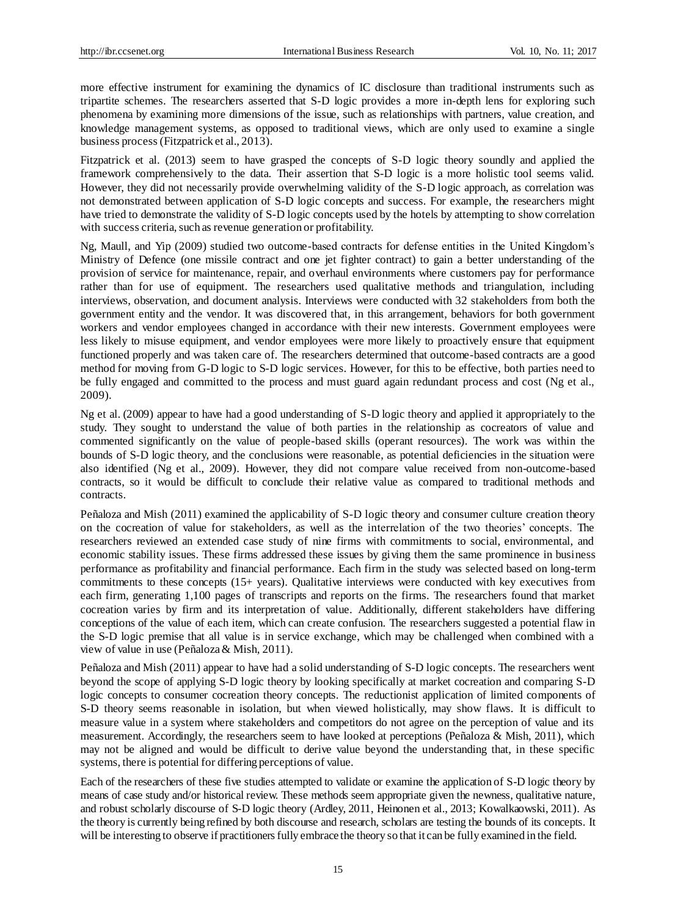more effective instrument for examining the dynamics of IC disclosure than traditional instruments such as tripartite schemes. The researchers asserted that S-D logic provides a more in-depth lens for exploring such phenomena by examining more dimensions of the issue, such as relationships with partners, value creation, and knowledge management systems, as opposed to traditional views, which are only used to examine a single business process (Fitzpatrick et al., 2013).

Fitzpatrick et al. (2013) seem to have grasped the concepts of S-D logic theory soundly and applied the framework comprehensively to the data. Their assertion that S-D logic is a more holistic tool seems valid. However, they did not necessarily provide overwhelming validity of the S-D logic approach, as correlation was not demonstrated between application of S-D logic concepts and success. For example, the researchers might have tried to demonstrate the validity of S-D logic concepts used by the hotels by attempting to show correlation with success criteria, such as revenue generation or profitability.

Ng, Maull, and Yip (2009) studied two outcome-based contracts for defense entities in the United Kingdom's Ministry of Defence (one missile contract and one jet fighter contract) to gain a better understanding of the provision of service for maintenance, repair, and overhaul environments where customers pay for performance rather than for use of equipment. The researchers used qualitative methods and triangulation, including interviews, observation, and document analysis. Interviews were conducted with 32 stakeholders from both the government entity and the vendor. It was discovered that, in this arrangement, behaviors for both government workers and vendor employees changed in accordance with their new interests. Government employees were less likely to misuse equipment, and vendor employees were more likely to proactively ensure that equipment functioned properly and was taken care of. The researchers determined that outcome-based contracts are a good method for moving from G-D logic to S-D logic services. However, for this to be effective, both parties need to be fully engaged and committed to the process and must guard again redundant process and cost (Ng et al., 2009).

Ng et al. (2009) appear to have had a good understanding of S-D logic theory and applied it appropriately to the study. They sought to understand the value of both parties in the relationship as cocreators of value and commented significantly on the value of people-based skills (operant resources). The work was within the bounds of S-D logic theory, and the conclusions were reasonable, as potential deficiencies in the situation were also identified (Ng et al., 2009). However, they did not compare value received from non-outcome-based contracts, so it would be difficult to conclude their relative value as compared to traditional methods and contracts.

Peñaloza and Mish (2011) examined the applicability of S-D logic theory and consumer culture creation theory on the cocreation of value for stakeholders, as well as the interrelation of the two theories' concepts. The researchers reviewed an extended case study of nine firms with commitments to social, environmental, and economic stability issues. These firms addressed these issues by giving them the same prominence in business performance as profitability and financial performance. Each firm in the study was selected based on long-term commitments to these concepts (15+ years). Qualitative interviews were conducted with key executives from each firm, generating 1,100 pages of transcripts and reports on the firms. The researchers found that market cocreation varies by firm and its interpretation of value. Additionally, different stakeholders have differing conceptions of the value of each item, which can create confusion. The researchers suggested a potential flaw in the S-D logic premise that all value is in service exchange, which may be challenged when combined with a view of value in use (Peñaloza & Mish, 2011).

Peñaloza and Mish (2011) appear to have had a solid understanding of S-D logic concepts. The researchers went beyond the scope of applying S-D logic theory by looking specifically at market cocreation and comparing S-D logic concepts to consumer cocreation theory concepts. The reductionist application of limited components of S-D theory seems reasonable in isolation, but when viewed holistically, may show flaws. It is difficult to measure value in a system where stakeholders and competitors do not agree on the perception of value and its measurement. Accordingly, the researchers seem to have looked at perceptions (Peñaloza & Mish, 2011), which may not be aligned and would be difficult to derive value beyond the understanding that, in these specific systems, there is potential for differing perceptions of value.

Each of the researchers of these five studies attempted to validate or examine the application of S-D logic theory by means of case study and/or historical review. These methods seem appropriate given the newness, qualitative nature, and robust scholarly discourse of S-D logic theory (Ardley, 2011, Heinonen et al., 2013; Kowalkaowski, 2011). As the theory is currently being refined by both discourse and research, scholars are testing the bounds of its concepts. It will be interesting to observe if practitioners fully embrace the theory so that it can be fully examined in the field.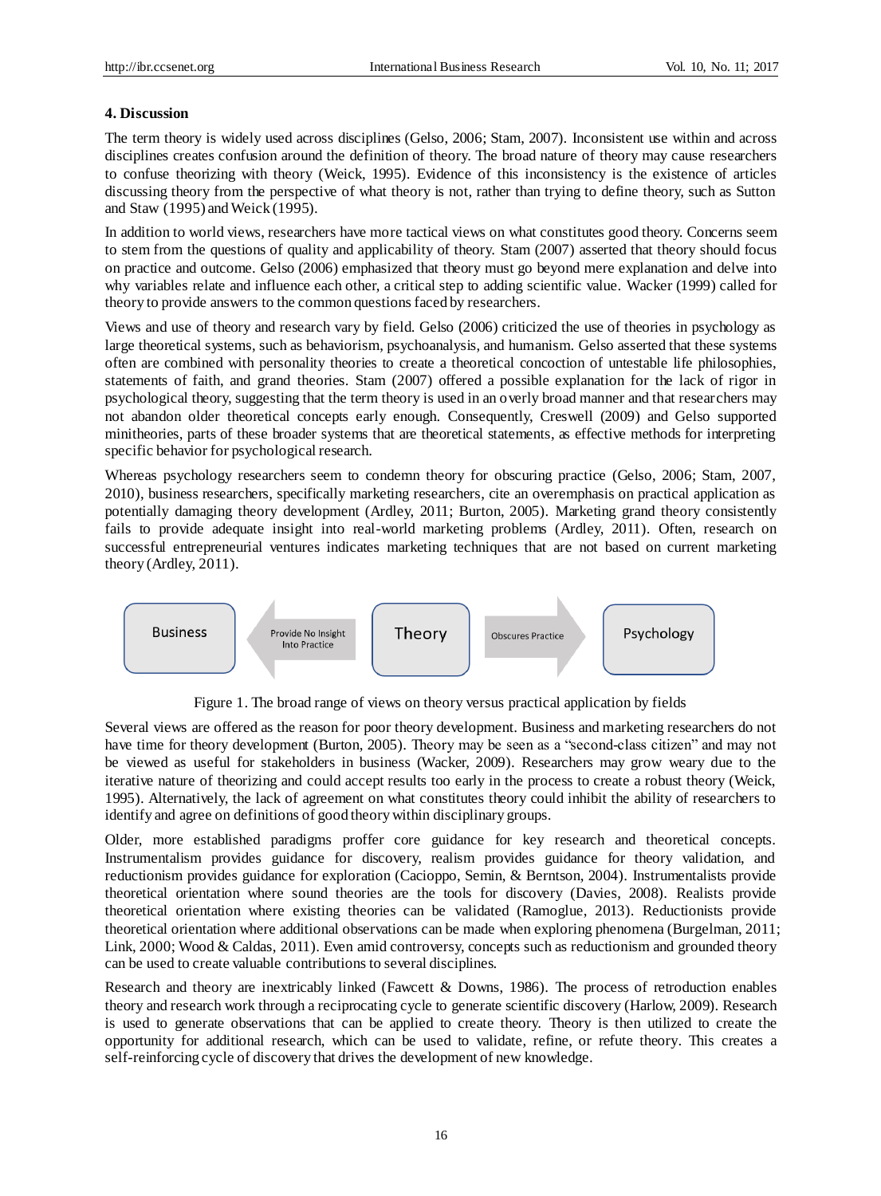### 4. Discussion

The term theory is widely used across disciplines (Gelso, 2006; Stam, 2007). Inconsistent use within and across disciplines creates confusion around the definition of theory. The broad nature of theory may cause researchers to confuse theorizing with theory (Weick, 1995). Evidence of this inconsistency is the existence of articles discussing theory from the perspective of what theory is not, rather than trying to define theory, such as Sutton and Staw (1995) and Weick (1995).

In addition to world views, researchers have more tactical views on what constitutes good theory. Concerns seem to stem from the questions of quality and applicability of theory. Stam (2007) asserted that theory should focus on practice and outcome. Gelso (2006) emphasized that theory must go beyond mere explanation and delve into why variables relate and influence each other, a critical step to adding scientific value. Wacker (1999) called for theory to provide answers to the common questions faced by researchers.

Views and use of theory and research vary by field. Gelso (2006) criticized the use of theories in psychology as large theoretical systems, such as behaviorism, psychoanalysis, and humanism. Gelso asserted that these systems often are combined with personality theories to create a theoretical concoction of untestable life philosophies, statements of faith, and grand theories. Stam (2007) offered a possible explanation for the lack of rigor in psychological theory, suggesting that the term theory is used in an overly broad manner and that researchers may not abandon older theoretical concepts early enough. Consequently, Creswell (2009) and Gelso supported minitheories, parts of these broader systems that are theoretical statements, as effective methods for interpreting specific behavior for psychological research.

Whereas psychology researchers seem to condemn theory for obscuring practice (Gelso, 2006; Stam, 2007, 2010), business researchers, specifically marketing researchers, cite an overemphasis on practical application as potentially damaging theory development (Ardley, 2011; Burton, 2005). Marketing grand theory consistently fails to provide adequate insight into real-world marketing problems (Ardley, 2011). Often, research on successful entrepreneurial ventures indicates marketing techniques that are not based on current marketing theory (Ardley, 2011).

Business ← Provide No Insight Into Practice ← Theory → Obscures Practice → Psychology

Figure 1. The broad range of views on theory versus practical application by fields

Several views are offered as the reason for poor theory development. Business and marketing researchers do not have time for theory development (Burton, 2005). Theory may be seen as a "second-class citizen" and may not be viewed as useful for stakeholders in business (Wacker, 2009). Researchers may grow weary due to the iterative nature of theorizing and could accept results too early in the process to create a robust theory (Weick, 1995). Alternatively, the lack of agreement on what constitutes theory could inhibit the ability of researchers to identify and agree on definitions of good theory within disciplinary groups.

Older, more established paradigms proffer core guidance for key research and theoretical concepts. Instrumentalism provides guidance for discovery, realism provides guidance for theory validation, and reductionism provides guidance for exploration (Cacioppo, Semin, & Berntson, 2004). Instrumentalists provide theoretical orientation where sound theories are the tools for discovery (Davies, 2008). Realists provide theoretical orientation where existing theories can be validated (Ramoglue, 2013). Reductionists provide theoretical orientation where additional observations can be made when exploring phenomena (Burgelman, 2011; Link, 2000; Wood & Caldas, 2011). Even amid controversy, concepts such as reductionism and grounded theory can be used to create valuable contributions to several disciplines.

Research and theory are inextricably linked (Fawcett & Downs, 1986). The process of retroduction enables theory and research work through a reciprocating cycle to generate scientific discovery (Harlow, 2009). Research is used to generate observations that can be applied to create theory. Theory is then utilized to create the opportunity for additional research, which can be used to validate, refine, or refute theory. This creates a self-reinforcing cycle of discovery that drives the development of new knowledge.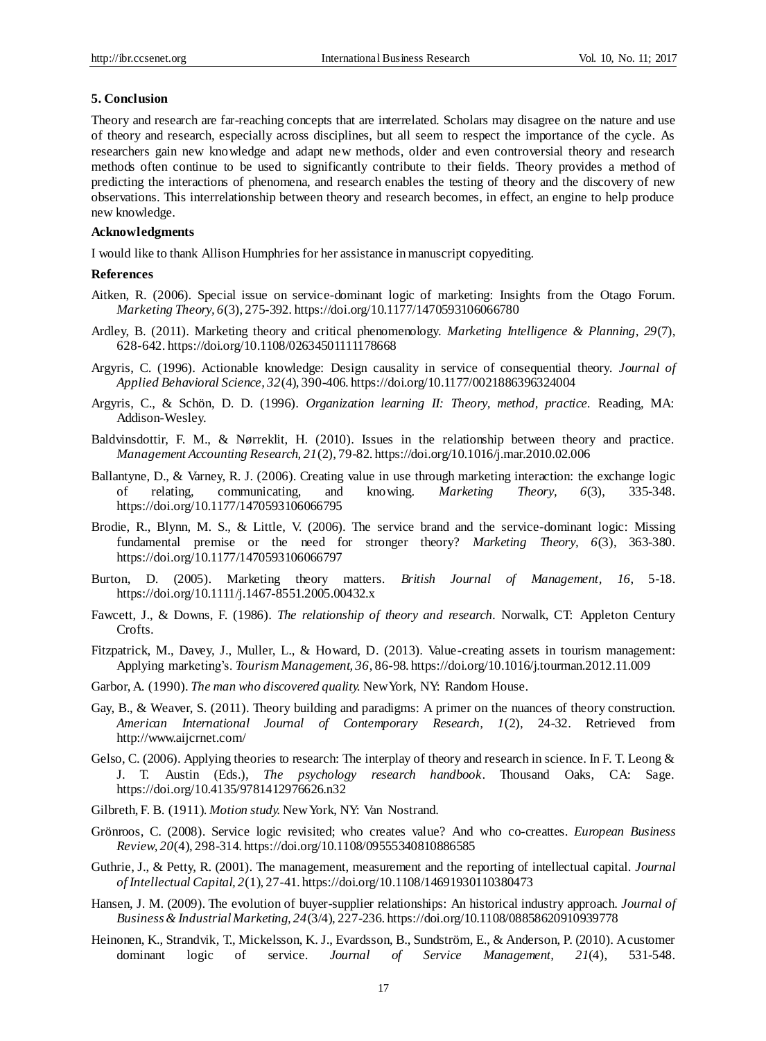## 5. Conclusion

Theory and research are far-reaching concepts that are interrelated. Scholars may disagree on the nature and use of theory and research, especially across disciplines, but all seem to respect the importance of the cycle. As researchers gain new knowledge and adapt new methods, older and even controversial theory and research methods often continue to be used to significantly contribute to their fields. Theory provides a method of predicting the interactions of phenomena, and research enables the testing of theory and the discovery of new observations. This interrelationship between theory and research becomes, in effect, an engine to help produce new knowledge.

### Acknowledgments

I would like to thank Allison Humphries for her assistance in manuscript copyediting.

### References

Aitken, R. (2006). Special issue on service-dominant logic of marketing: Insights from the Otago Forum. *Marketing Theory, 6*(3), 275-392. https://doi.org/10.1177/1470593106066780

Ardley, B. (2011). Marketing theory and critical phenomenology. *Marketing Intelligence & Planning, 29*(7), 628-642. https://doi.org/10.1108/02634501111178668

Argyris, C. (1996). Actionable knowledge: Design causality in service of consequential theory. *Journal of Applied Behavioral Science, 32*(4), 390-406. https://doi.org/10.1177/0021886396324004

Argyris, C., & Schön, D. D. (1996). *Organization learning II: Theory, method, practice*. Reading, MA: Addison-Wesley.

Baldvinsdottir, F. M., & Nørreklit, H. (2010). Issues in the relationship between theory and practice. *Management Accounting Research, 21*(2), 79-82. https://doi.org/10.1016/j.mar.2010.02.006

Ballantyne, D., & Varney, R. J. (2006). Creating value in use through marketing interaction: the exchange logic of relating, communicating, and knowing. *Marketing Theory, 6*(3), 335-348. https://doi.org/10.1177/1470593106066795

Brodie, R., Blynn, M. S., & Little, V. (2006). The service brand and the service-dominant logic: Missing fundamental premise or the need for stronger theory? *Marketing Theory, 6*(3), 363-380. https://doi.org/10.1177/1470593106066797

Burton, D. (2005). Marketing theory matters. *British Journal of Management, 16*, 5-18. https://doi.org/10.1111/j.1467-8551.2005.00432.x

Fawcett, J., & Downs, F. (1986). *The relationship of theory and research*. Norwalk, CT: Appleton Century Crofts.

Fitzpatrick, M., Davey, J., Muller, L., & Howard, D. (2013). Value-creating assets in tourism management: Applying marketing's. *Tourism Management, 36*, 86-98. https://doi.org/10.1016/j.tourman.2012.11.009

Garbor, A. (1990). *The man who discovered quality*. New York, NY: Random House.

Gay, B., & Weaver, S. (2011). Theory building and paradigms: A primer on the nuances of theory construction. *American International Journal of Contemporary Research, 1*(2), 24-32. Retrieved from http://www.aijcrnet.com/

Gelso, C. (2006). Applying theories to research: The interplay of theory and research in science. In F. T. Leong & J. T. Austin (Eds.), *The psychology research handbook*. Thousand Oaks, CA: Sage. https://doi.org/10.4135/9781412976626.n32

Gilbreth, F. B. (1911). *Motion study*. New York, NY: Van Nostrand.

Grönroos, C. (2008). Service logic revisited; who creates value? And who co-creattes. *European Business Review, 20*(4), 298-314. https://doi.org/10.1108/09555340810886585

Guthrie, J., & Petty, R. (2001). The management, measurement and the reporting of intellectual capital. *Journal of Intellectual Capital, 2*(1), 27-41. https://doi.org/10.1108/14691930110380473

Hansen, J. M. (2009). The evolution of buyer-supplier relationships: An historical industry approach. *Journal of Business & Industrial Marketing, 24*(3/4), 227-236. https://doi.org/10.1108/08858620910939778

Heinonen, K., Strandvik, T., Mickelsson, K. J., Evardsson, B., Sundström, E., & Anderson, P. (2010). A customer dominant logic of service. *Journal of Service Management, 21*(4), 531-548.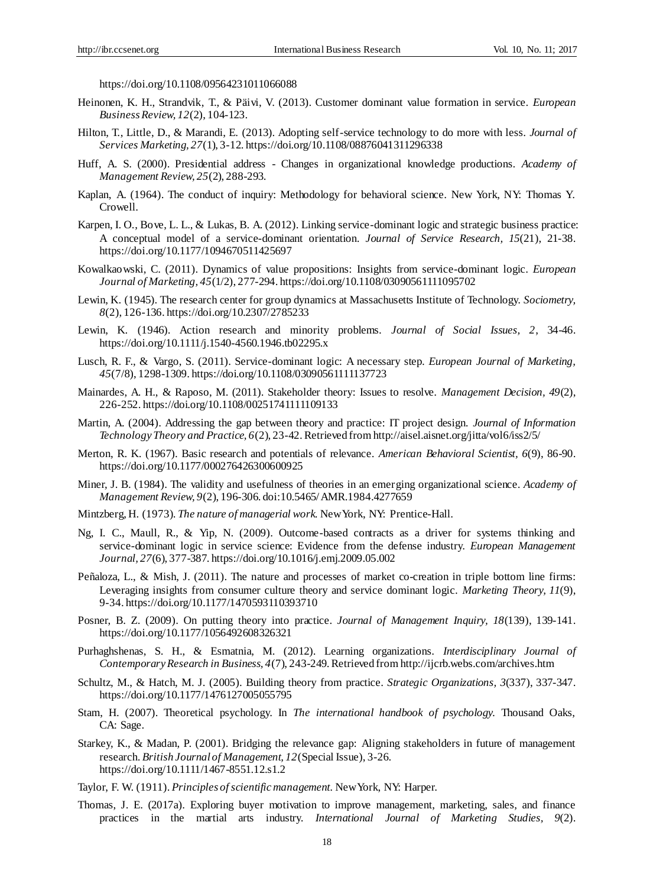https://doi.org/10.1108/09564231011066088

Heinonen, K. H., Strandvik, T., & Päivi, V. (2013). Customer dominant value formation in service. *European Business Review, 12*(2), 104-123.

Hilton, T., Little, D., & Marandi, E. (2013). Adopting self-service technology to do more with less. *Journal of Services Marketing, 27*(1), 3-12. https://doi.org/10.1108/08876041311296338

Huff, A. S. (2000). Presidential address - Changes in organizational knowledge productions. *Academy of Management Review, 25*(2), 288-293.

Kaplan, A. (1964). The conduct of inquiry: Methodology for behavioral science. New York, NY: Thomas Y. Crowell.

Karpen, I. O., Bove, L. L., & Lukas, B. A. (2012). Linking service-dominant logic and strategic business practice: A conceptual model of a service-dominant orientation. *Journal of Service Research, 15*(21), 21-38. https://doi.org/10.1177/1094670511425697

Kowalkaowski, C. (2011). Dynamics of value propositions: Insights from service-dominant logic. *European Journal of Marketing, 45*(1/2), 277-294. https://doi.org/10.1108/03090561111095702

Lewin, K. (1945). The research center for group dynamics at Massachusetts Institute of Technology. *Sociometry, 8*(2), 126-136. https://doi.org/10.2307/2785233

Lewin, K. (1946). Action research and minority problems. *Journal of Social Issues, 2*, 34-46. https://doi.org/10.1111/j.1540-4560.1946.tb02295.x

Lusch, R. F., & Vargo, S. (2011). Service-dominant logic: A necessary step. *European Journal of Marketing, 45*(7/8), 1298-1309. https://doi.org/10.1108/03090561111137723

Mainardes, A. H., & Raposo, M. (2011). Stakeholder theory: Issues to resolve. *Management Decision, 49*(2), 226-252. https://doi.org/10.1108/00251741111109133

Martin, A. (2004). Addressing the gap between theory and practice: IT project design. *Journal of Information Technology Theory and Practice, 6*(2), 23-42. Retrieved from http://aisel.aisnet.org/jitta/vol6/iss2/5/

Merton, R. K. (1967). Basic research and potentials of relevance. *American Behavioral Scientist, 6*(9), 86-90. https://doi.org/10.1177/000276426300600925

Miner, J. B. (1984). The validity and usefulness of theories in an emerging organizational science. *Academy of Management Review, 9*(2), 196-306. doi:10.5465/AMR.1984.4277659

Mintzberg, H. (1973). *The nature of managerial work.* New York, NY: Prentice-Hall.

Ng, I. C., Maull, R., & Yip, N. (2009). Outcome-based contracts as a driver for systems thinking and service-dominant logic in service science: Evidence from the defense industry. *European Management Journal, 27*(6), 377-387. https://doi.org/10.1016/j.emj.2009.05.002

Peñaloza, L., & Mish, J. (2011). The nature and processes of market co-creation in triple bottom line firms: Leveraging insights from consumer culture theory and service dominant logic. *Marketing Theory, 11*(9), 9-34. https://doi.org/10.1177/1470593110393710

Posner, B. Z. (2009). On putting theory into practice. *Journal of Management Inquiry, 18*(139), 139-141. https://doi.org/10.1177/1056492608326321

Purhaghshenas, S. H., & Esmatnia, M. (2012). Learning organizations. *Interdisciplinary Journal of Contemporary Research in Business, 4*(7), 243-249. Retrieved from http://ijcrb.webs.com/archives.htm

Schultz, M., & Hatch, M. J. (2005). Building theory from practice. *Strategic Organizations, 3*(337), 337-347. https://doi.org/10.1177/1476127005055795

Stam, H. (2007). Theoretical psychology. In *The international handbook of psychology.* Thousand Oaks, CA: Sage.

Starkey, K., & Madan, P. (2001). Bridging the relevance gap: Aligning stakeholders in future of management research. *British Journal of Management, 12*(Special Issue), 3-26. https://doi.org/10.1111/1467-8551.12.s1.2

Taylor, F. W. (1911). *Principles of scientific management.* New York, NY: Harper.

Thomas, J. E. (2017a). Exploring buyer motivation to improve management, marketing, sales, and finance practices in the martial arts industry. *International Journal of Marketing Studies, 9*(2).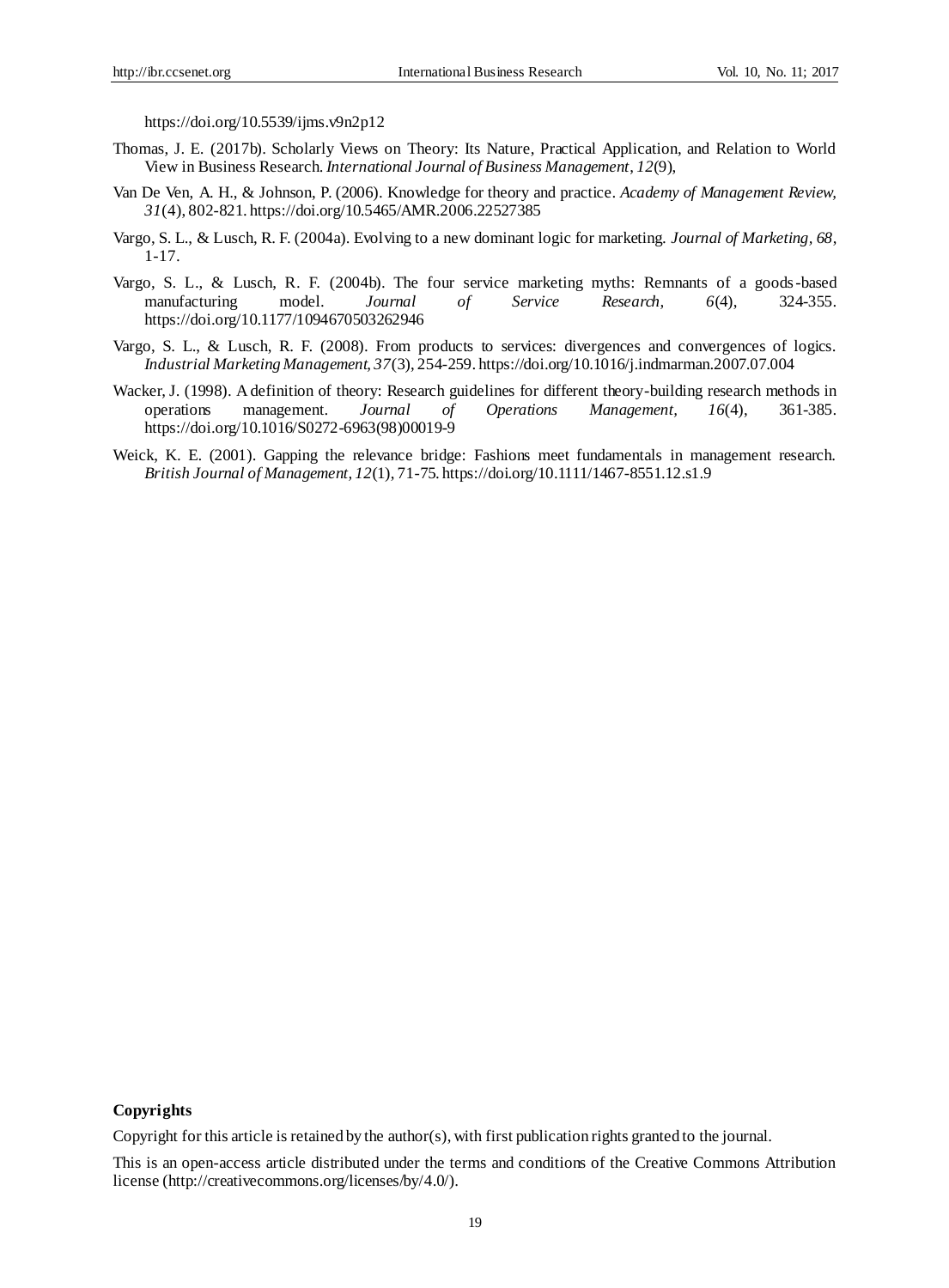https://doi.org/10.5539/ijms.v9n2p12

Thomas, J. E. (2017b). Scholarly Views on Theory: Its Nature, Practical Application, and Relation to World View in Business Research. *International Journal of Business Management*, *12*(9),

Van De Ven, A. H., & Johnson, P. (2006). Knowledge for theory and practice. *Academy of Management Review, 31*(4), 802-821. https://doi.org/10.5465/AMR.2006.22527385

Vargo, S. L., & Lusch, R. F. (2004a). Evolving to a new dominant logic for marketing. *Journal of Marketing, 68*, 1-17.

Vargo, S. L., & Lusch, R. F. (2004b). The four service marketing myths: Remnants of a goods-based manufacturing model. *Journal of Service Research, 6*(4), 324-355. https://doi.org/10.1177/1094670503262946

Vargo, S. L., & Lusch, R. F. (2008). From products to services: divergences and convergences of logics. *Industrial Marketing Management, 37*(3), 254-259. https://doi.org/10.1016/j.indmarman.2007.07.004

Wacker, J. (1998). A definition of theory: Research guidelines for different theory-building research methods in operations management. *Journal of Operations Management, 16*(4), 361-385. https://doi.org/10.1016/S0272-6963(98)00019-9

Weick, K. E. (2001). Gapping the relevance bridge: Fashions meet fundamentals in management research. *British Journal of Management, 12*(1), 71-75. https://doi.org/10.1111/1467-8551.12.s1.9

**Copyrights**

Copyright for this article is retained by the author(s), with first publication rights granted to the journal.

This is an open-access article distributed under the terms and conditions of the Creative Commons Attribution license (http://creativecommons.org/licenses/by/4.0/).